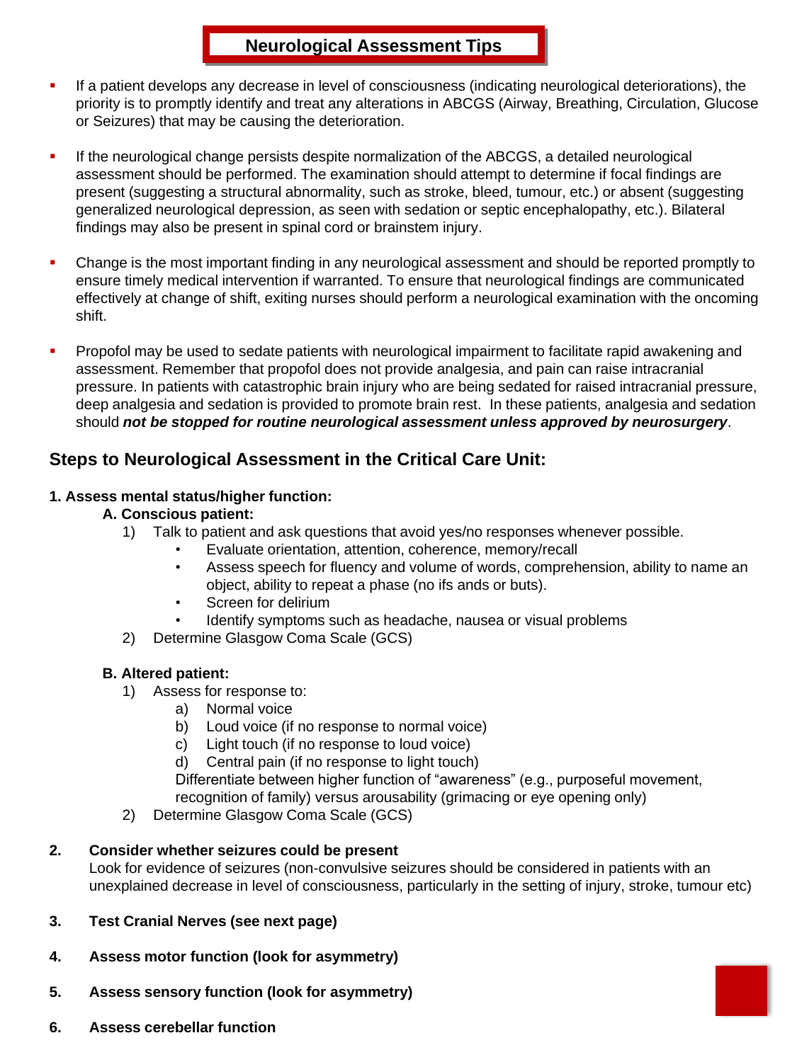# Neurological Assessment Tips

- If a patient develops any decrease in level of consciousness (indicating neurological deteriorations), the priority is to promptly identify and treat any alterations in ABCGS (Airway, Breathing, Circulation, Glucose or Seizures) that may be causing the deterioration.

- If the neurological change persists despite normalization of the ABCGS, a detailed neurological assessment should be performed. The examination should attempt to determine if focal findings are present (suggesting a structural abnormality, such as stroke, bleed, tumour, etc.) or absent (suggesting generalized neurological depression, as seen with sedation or septic encephalopathy, etc.). Bilateral findings may also be present in spinal cord or brainstem injury.

- Change is the most important finding in any neurological assessment and should be reported promptly to ensure timely medical intervention if warranted. To ensure that neurological findings are communicated effectively at change of shift, exiting nurses should perform a neurological examination with the oncoming shift.

- Propofol may be used to sedate patients with neurological impairment to facilitate rapid awakening and assessment. Remember that propofol does not provide analgesia, and pain can raise intracranial pressure. In patients with catastrophic brain injury who are being sedated for raised intracranial pressure, deep analgesia and sedation is provided to promote brain rest. In these patients, analgesia and sedation should ***not be stopped for routine neurological assessment unless approved by neurosurgery***.

## Steps to Neurological Assessment in the Critical Care Unit:

**1. Assess mental status/higher function:**

**A. Conscious patient:**

1) Talk to patient and ask questions that avoid yes/no responses whenever possible.
   - Evaluate orientation, attention, coherence, memory/recall
   - Assess speech for fluency and volume of words, comprehension, ability to name an object, ability to repeat a phase (no ifs ands or buts).
   - Screen for delirium
   - Identify symptoms such as headache, nausea or visual problems
2) Determine Glasgow Coma Scale (GCS)

**B. Altered patient:**

1) Assess for response to:
   a) Normal voice
   b) Loud voice (if no response to normal voice)
   c) Light touch (if no response to loud voice)
   d) Central pain (if no response to light touch)

   Differentiate between higher function of "awareness" (e.g., purposeful movement, recognition of family) versus arousability (grimacing or eye opening only)
2) Determine Glasgow Coma Scale (GCS)

**2. Consider whether seizures could be present**

Look for evidence of seizures (non-convulsive seizures should be considered in patients with an unexplained decrease in level of consciousness, particularly in the setting of injury, stroke, tumour etc)

**3. Test Cranial Nerves (see next page)**

**4. Assess motor function (look for asymmetry)**

**5. Assess sensory function (look for asymmetry)**

**6. Assess cerebellar function**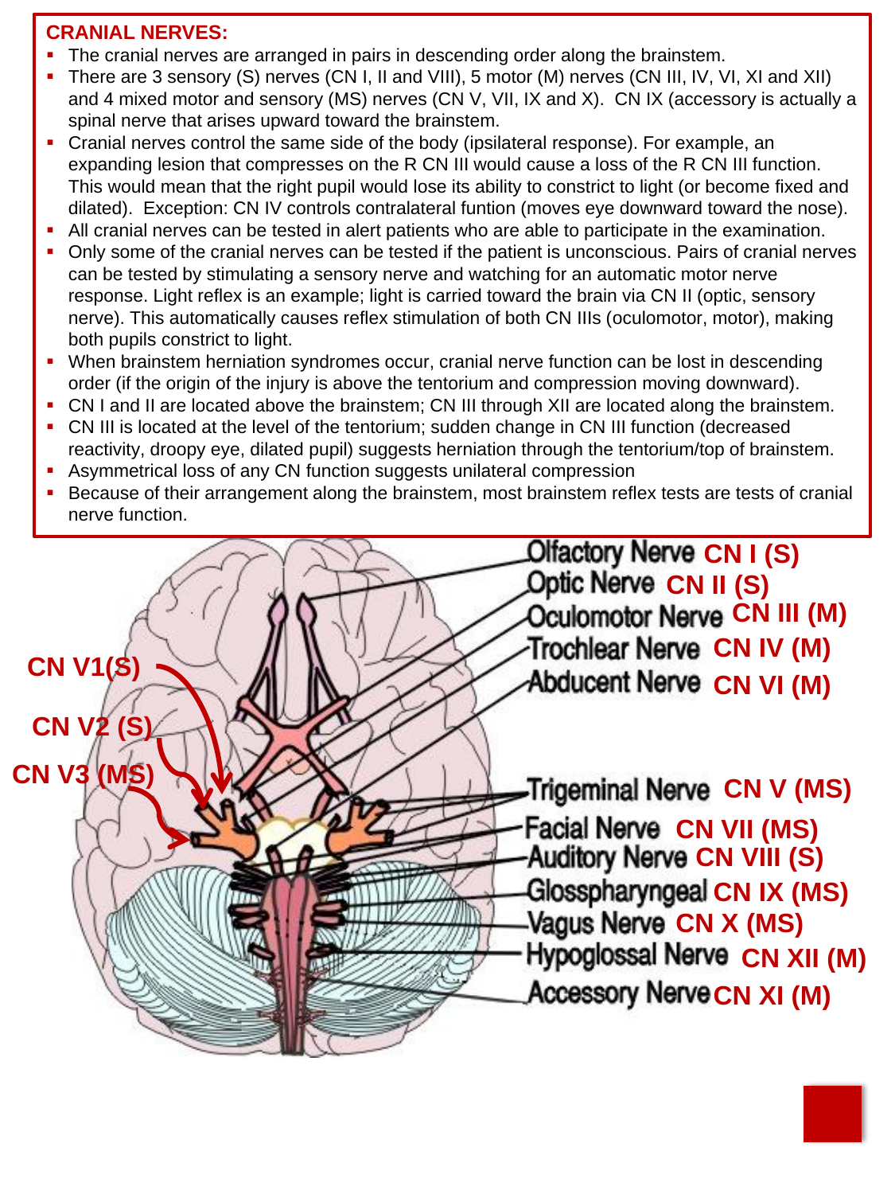## CRANIAL NERVES:

- The cranial nerves are arranged in pairs in descending order along the brainstem.
- There are 3 sensory (S) nerves (CN I, II and VIII), 5 motor (M) nerves (CN III, IV, VI, XI and XII) and 4 mixed motor and sensory (MS) nerves (CN V, VII, IX and X). CN IX (accessory is actually a spinal nerve that arises upward toward the brainstem.
- Cranial nerves control the same side of the body (ipsilateral response). For example, an expanding lesion that compresses on the R CN III would cause a loss of the R CN III function. This would mean that the right pupil would lose its ability to constrict to light (or become fixed and dilated). Exception: CN IV controls contralateral funtion (moves eye downward toward the nose).
- All cranial nerves can be tested in alert patients who are able to participate in the examination.
- Only some of the cranial nerves can be tested if the patient is unconscious. Pairs of cranial nerves can be tested by stimulating a sensory nerve and watching for an automatic motor nerve response. Light reflex is an example; light is carried toward the brain via CN II (optic, sensory nerve). This automatically causes reflex stimulation of both CN IIIs (oculomotor, motor), making both pupils constrict to light.
- When brainstem herniation syndromes occur, cranial nerve function can be lost in descending order (if the origin of the injury is above the tentorium and compression moving downward).
- CN I and II are located above the brainstem; CN III through XII are located along the brainstem.
- CN III is located at the level of the tentorium; sudden change in CN III function (decreased reactivity, droopy eye, dilated pupil) suggests herniation through the tentorium/top of brainstem.
- Asymmetrical loss of any CN function suggests unilateral compression
- Because of their arrangement along the brainstem, most brainstem reflex tests are tests of cranial nerve function.

CN V1(S)
CN V2 (S)
CN V3 (MS)

Olfactory Nerve CN I (S)
Optic Nerve CN II (S)
Oculomotor Nerve CN III (M)
Trochlear Nerve CN IV (M)
Abducent Nerve CN VI (M)
Trigeminal Nerve CN V (MS)
Facial Nerve CN VII (MS)
Auditory Nerve CN VIII (S)
Glosspharyngeal CN IX (MS)
Vagus Nerve CN X (MS)
Hypoglossal Nerve CN XII (M)
Accessory Nerve CN XI (M)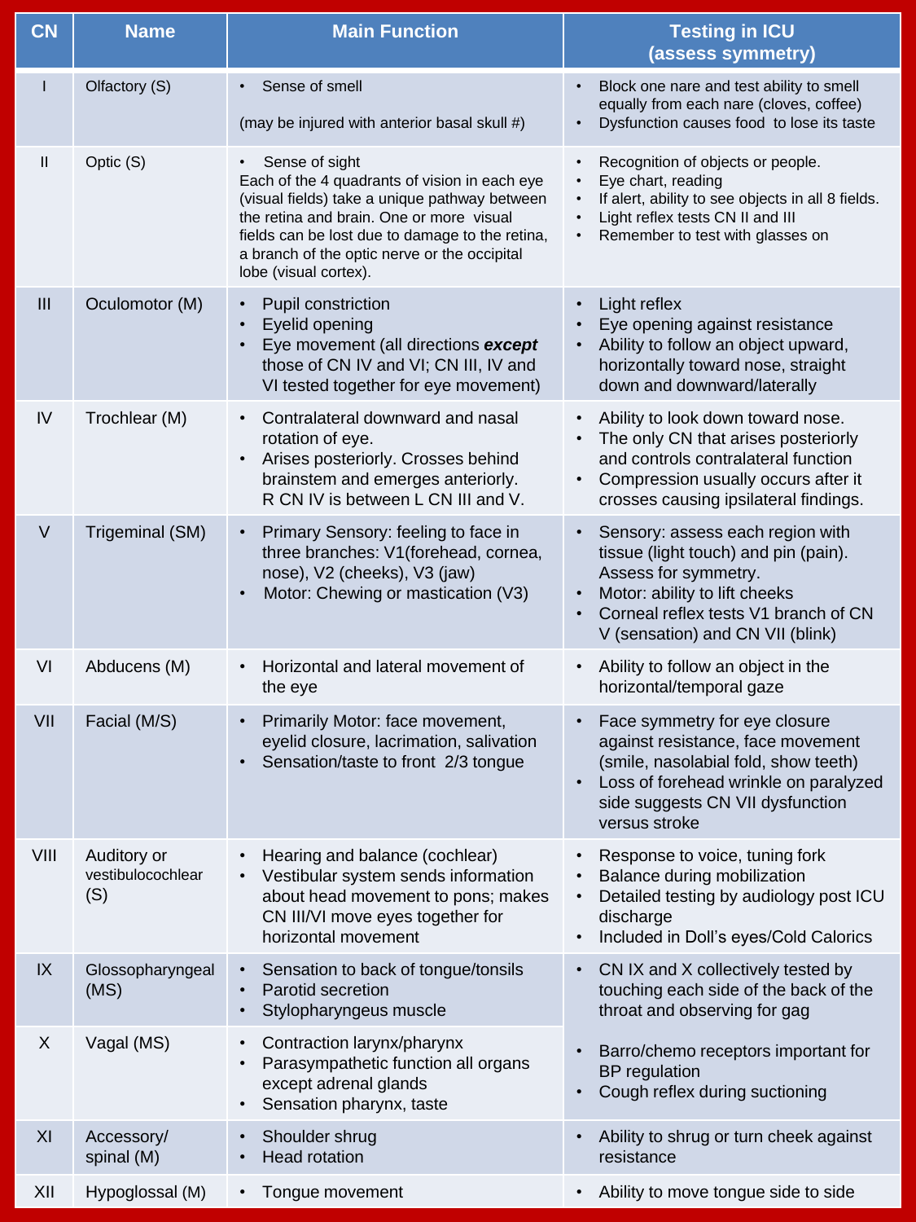| CN | Name | Main Function | Testing in ICU (assess symmetry) |
| --- | --- | --- | --- |
| I | Olfactory (S) | • Sense of smell<br><br>(may be injured with anterior basal skull #) | • Block one nare and test ability to smell equally from each nare (cloves, coffee)<br>• Dysfunction causes food to lose its taste |
| II | Optic (S) | • Sense of sight<br>Each of the 4 quadrants of vision in each eye (visual fields) take a unique pathway between the retina and brain. One or more visual fields can be lost due to damage to the retina, a branch of the optic nerve or the occipital lobe (visual cortex). | • Recognition of objects or people.<br>• Eye chart, reading<br>• If alert, ability to see objects in all 8 fields.<br>• Light reflex tests CN II and III<br>• Remember to test with glasses on |
| III | Oculomotor (M) | • Pupil constriction<br>• Eyelid opening<br>• Eye movement (all directions ***except*** those of CN IV and VI; CN III, IV and VI tested together for eye movement) | • Light reflex<br>• Eye opening against resistance<br>• Ability to follow an object upward, horizontally toward nose, straight down and downward/laterally |
| IV | Trochlear (M) | • Contralateral downward and nasal rotation of eye.<br>• Arises posteriorly. Crosses behind brainstem and emerges anteriorly. R CN IV is between L CN III and V. | • Ability to look down toward nose.<br>• The only CN that arises posteriorly and controls contralateral function<br>• Compression usually occurs after it crosses causing ipsilateral findings. |
| V | Trigeminal (SM) | • Primary Sensory: feeling to face in three branches: V1(forehead, cornea, nose), V2 (cheeks), V3 (jaw)<br>• Motor: Chewing or mastication (V3) | • Sensory: assess each region with tissue (light touch) and pin (pain). Assess for symmetry.<br>• Motor: ability to lift cheeks<br>• Corneal reflex tests V1 branch of CN V (sensation) and CN VII (blink) |
| VI | Abducens (M) | • Horizontal and lateral movement of the eye | • Ability to follow an object in the horizontal/temporal gaze |
| VII | Facial (M/S) | • Primarily Motor: face movement, eyelid closure, lacrimation, salivation<br>• Sensation/taste to front 2/3 tongue | • Face symmetry for eye closure against resistance, face movement (smile, nasolabial fold, show teeth)<br>• Loss of forehead wrinkle on paralyzed side suggests CN VII dysfunction versus stroke |
| VIII | Auditory or vestibulocochlear (S) | • Hearing and balance (cochlear)<br>• Vestibular system sends information about head movement to pons; makes CN III/VI move eyes together for horizontal movement | • Response to voice, tuning fork<br>• Balance during mobilization<br>• Detailed testing by audiology post ICU discharge<br>• Included in Doll's eyes/Cold Calorics |
| IX | Glossopharyngeal (MS) | • Sensation to back of tongue/tonsils<br>• Parotid secretion<br>• Stylopharyngeus muscle | • CN IX and X collectively tested by touching each side of the back of the throat and observing for gag<br><br>• Barro/chemo receptors important for BP regulation<br>• Cough reflex during suctioning |
| X | Vagal (MS) | • Contraction larynx/pharynx<br>• Parasympathetic function all organs except adrenal glands<br>• Sensation pharynx, taste | |
| XI | Accessory/ spinal (M) | • Shoulder shrug<br>• Head rotation | • Ability to shrug or turn cheek against resistance |
| XII | Hypoglossal (M) | • Tongue movement | • Ability to move tongue side to side |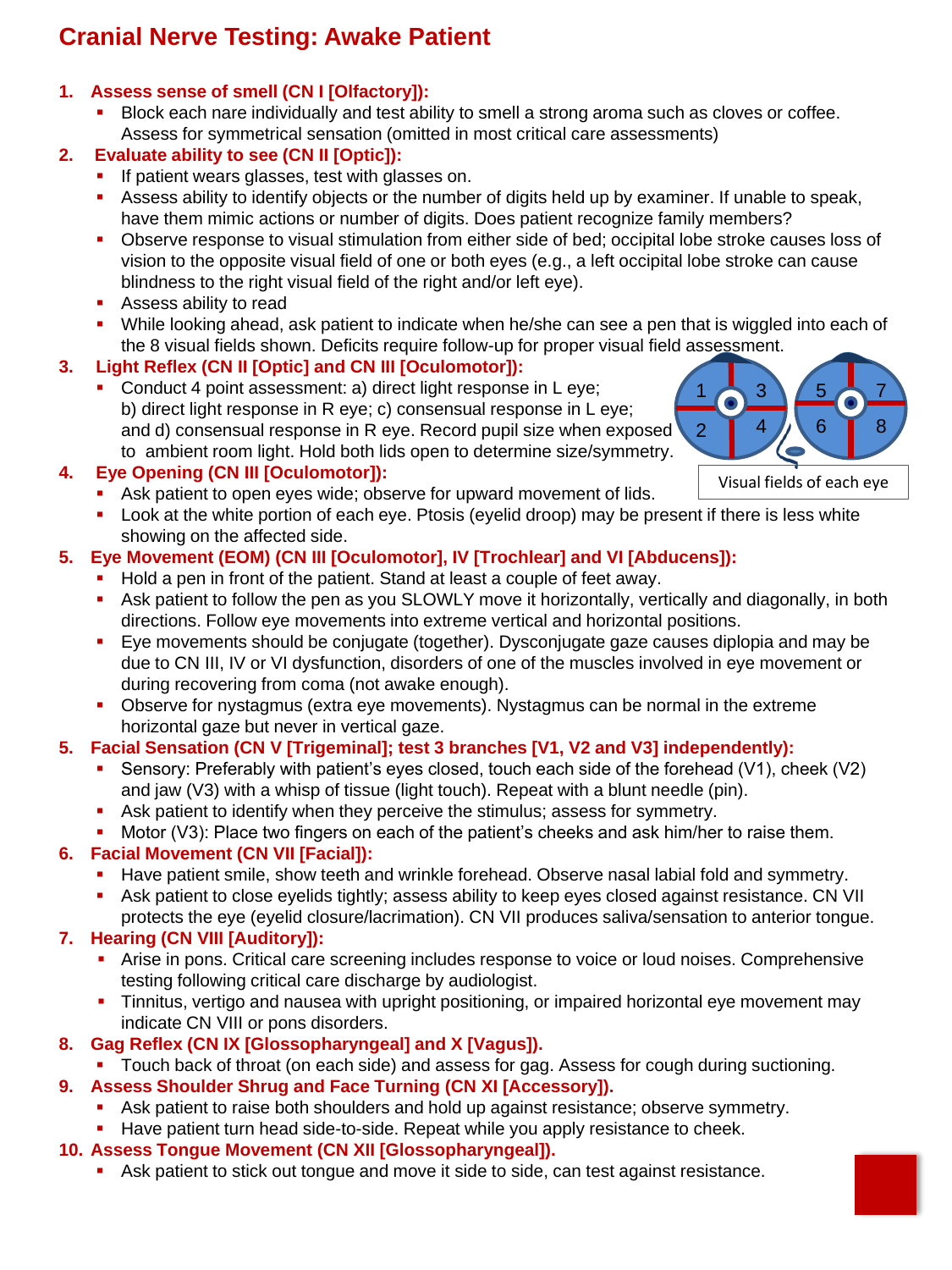# Cranial Nerve Testing: Awake Patient

1. **Assess sense of smell (CN I [Olfactory]):**
   - Block each nare individually and test ability to smell a strong aroma such as cloves or coffee. Assess for symmetrical sensation (omitted in most critical care assessments)
2. **Evaluate ability to see (CN II [Optic]):**
   - If patient wears glasses, test with glasses on.
   - Assess ability to identify objects or the number of digits held up by examiner. If unable to speak, have them mimic actions or number of digits. Does patient recognize family members?
   - Observe response to visual stimulation from either side of bed; occipital lobe stroke causes loss of vision to the opposite visual field of one or both eyes (e.g., a left occipital lobe stroke can cause blindness to the right visual field of the right and/or left eye).
   - Assess ability to read
   - While looking ahead, ask patient to indicate when he/she can see a pen that is wiggled into each of the 8 visual fields shown. Deficits require follow-up for proper visual field assessment.
3. **Light Reflex (CN II [Optic] and CN III [Oculomotor]):**
   - Conduct 4 point assessment: a) direct light response in L eye; b) direct light response in R eye; c) consensual response in L eye; and d) consensual response in R eye. Record pupil size when exposed to ambient room light. Hold both lids open to determine size/symmetry.

Visual fields of each eye

4. **Eye Opening (CN III [Oculomotor]):**
   - Ask patient to open eyes wide; observe for upward movement of lids.
   - Look at the white portion of each eye. Ptosis (eyelid droop) may be present if there is less white showing on the affected side.
5. **Eye Movement (EOM) (CN III [Oculomotor], IV [Trochlear] and VI [Abducens]):**
   - Hold a pen in front of the patient. Stand at least a couple of feet away.
   - Ask patient to follow the pen as you SLOWLY move it horizontally, vertically and diagonally, in both directions. Follow eye movements into extreme vertical and horizontal positions.
   - Eye movements should be conjugate (together). Dysconjugate gaze causes diplopia and may be due to CN III, IV or VI dysfunction, disorders of one of the muscles involved in eye movement or during recovering from coma (not awake enough).
   - Observe for nystagmus (extra eye movements). Nystagmus can be normal in the extreme horizontal gaze but never in vertical gaze.
5. **Facial Sensation (CN V [Trigeminal]; test 3 branches [V1, V2 and V3] independently):**
   - Sensory: Preferably with patient's eyes closed, touch each side of the forehead (V1), cheek (V2) and jaw (V3) with a whisp of tissue (light touch). Repeat with a blunt needle (pin).
   - Ask patient to identify when they perceive the stimulus; assess for symmetry.
   - Motor (V3): Place two fingers on each of the patient's cheeks and ask him/her to raise them.
6. **Facial Movement (CN VII [Facial]):**
   - Have patient smile, show teeth and wrinkle forehead. Observe nasal labial fold and symmetry.
   - Ask patient to close eyelids tightly; assess ability to keep eyes closed against resistance. CN VII protects the eye (eyelid closure/lacrimation). CN VII produces saliva/sensation to anterior tongue.
7. **Hearing (CN VIII [Auditory]):**
   - Arise in pons. Critical care screening includes response to voice or loud noises. Comprehensive testing following critical care discharge by audiologist.
   - Tinnitus, vertigo and nausea with upright positioning, or impaired horizontal eye movement may indicate CN VIII or pons disorders.
8. **Gag Reflex (CN IX [Glossopharyngeal] and X [Vagus]).**
   - Touch back of throat (on each side) and assess for gag. Assess for cough during suctioning.
9. **Assess Shoulder Shrug and Face Turning (CN XI [Accessory]).**
   - Ask patient to raise both shoulders and hold up against resistance; observe symmetry.
   - Have patient turn head side-to-side. Repeat while you apply resistance to cheek.
10. **Assess Tongue Movement (CN XII [Glossopharyngeal]).**
    - Ask patient to stick out tongue and move it side to side, can test against resistance.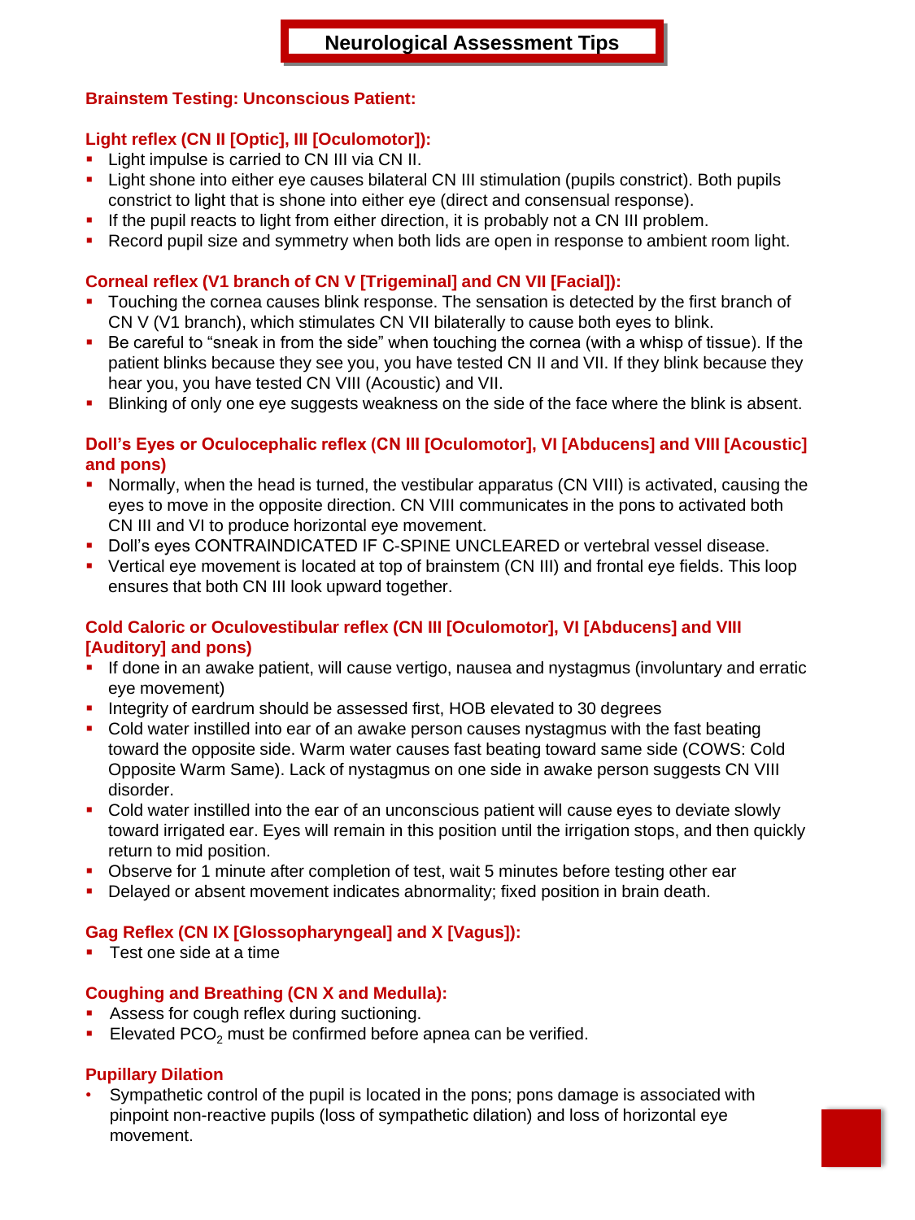# Neurological Assessment Tips

## Brainstem Testing: Unconscious Patient:

### Light reflex (CN II [Optic], III [Oculomotor]):

- Light impulse is carried to CN III via CN II.
- Light shone into either eye causes bilateral CN III stimulation (pupils constrict). Both pupils constrict to light that is shone into either eye (direct and consensual response).
- If the pupil reacts to light from either direction, it is probably not a CN III problem.
- Record pupil size and symmetry when both lids are open in response to ambient room light.

### Corneal reflex (V1 branch of CN V [Trigeminal] and CN VII [Facial]):

- Touching the cornea causes blink response. The sensation is detected by the first branch of CN V (V1 branch), which stimulates CN VII bilaterally to cause both eyes to blink.
- Be careful to "sneak in from the side" when touching the cornea (with a whisp of tissue). If the patient blinks because they see you, you have tested CN II and VII. If they blink because they hear you, you have tested CN VIII (Acoustic) and VII.
- Blinking of only one eye suggests weakness on the side of the face where the blink is absent.

### Doll's Eyes or Oculocephalic reflex (CN III [Oculomotor], VI [Abducens] and VIII [Acoustic] and pons)

- Normally, when the head is turned, the vestibular apparatus (CN VIII) is activated, causing the eyes to move in the opposite direction. CN VIII communicates in the pons to activated both CN III and VI to produce horizontal eye movement.
- Doll's eyes CONTRAINDICATED IF C-SPINE UNCLEARED or vertebral vessel disease.
- Vertical eye movement is located at top of brainstem (CN III) and frontal eye fields. This loop ensures that both CN III look upward together.

### Cold Caloric or Oculovestibular reflex (CN III [Oculomotor], VI [Abducens] and VIII [Auditory] and pons)

- If done in an awake patient, will cause vertigo, nausea and nystagmus (involuntary and erratic eye movement)
- Integrity of eardrum should be assessed first, HOB elevated to 30 degrees
- Cold water instilled into ear of an awake person causes nystagmus with the fast beating toward the opposite side. Warm water causes fast beating toward same side (COWS: Cold Opposite Warm Same). Lack of nystagmus on one side in awake person suggests CN VIII disorder.
- Cold water instilled into the ear of an unconscious patient will cause eyes to deviate slowly toward irrigated ear. Eyes will remain in this position until the irrigation stops, and then quickly return to mid position.
- Observe for 1 minute after completion of test, wait 5 minutes before testing other ear
- Delayed or absent movement indicates abnormality; fixed position in brain death.

### Gag Reflex (CN IX [Glossopharyngeal] and X [Vagus]):

- Test one side at a time

### Coughing and Breathing (CN X and Medulla):

- Assess for cough reflex during suctioning.
- Elevated $PCO_2$ must be confirmed before apnea can be verified.

### Pupillary Dilation

- Sympathetic control of the pupil is located in the pons; pons damage is associated with pinpoint non-reactive pupils (loss of sympathetic dilation) and loss of horizontal eye movement.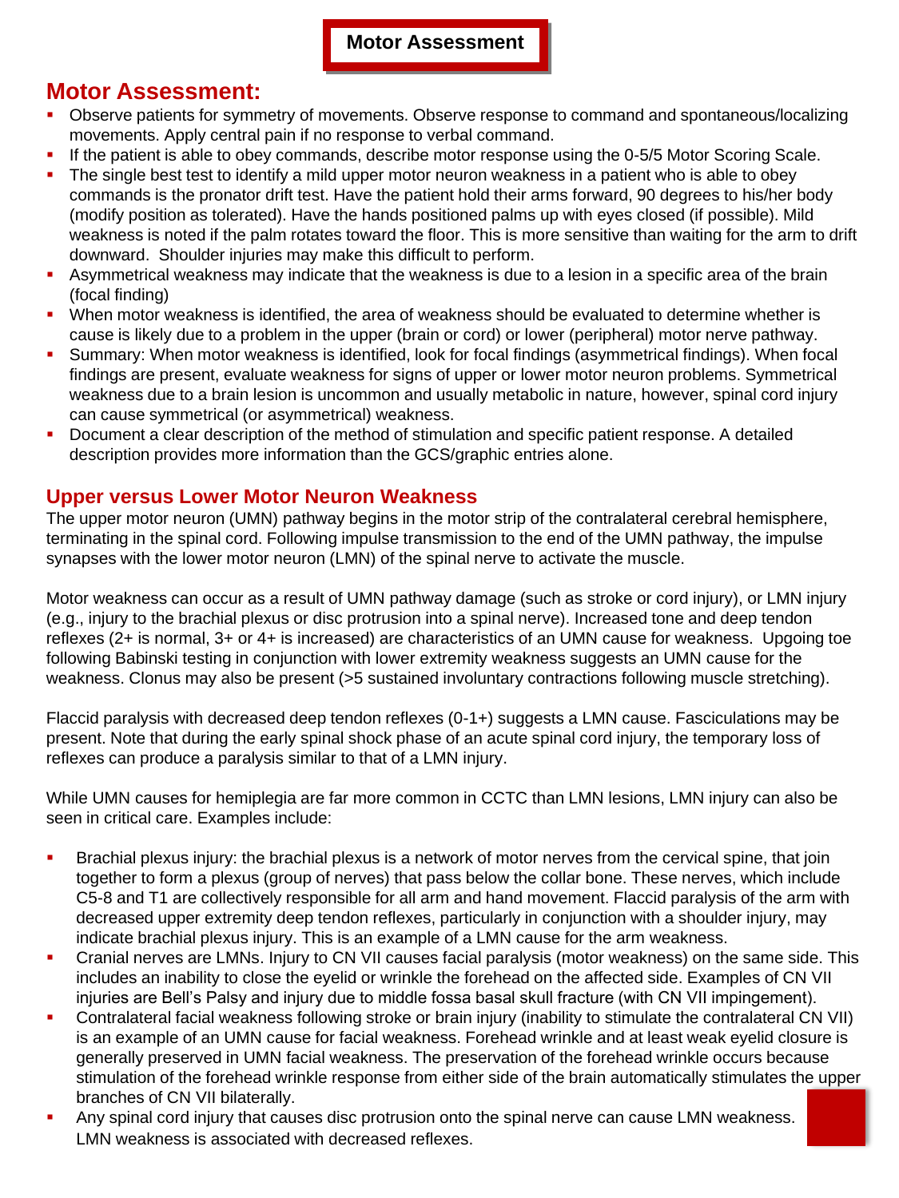**Motor Assessment**

## Motor Assessment:

- Observe patients for symmetry of movements. Observe response to command and spontaneous/localizing movements. Apply central pain if no response to verbal command.
- If the patient is able to obey commands, describe motor response using the 0-5/5 Motor Scoring Scale.
- The single best test to identify a mild upper motor neuron weakness in a patient who is able to obey commands is the pronator drift test. Have the patient hold their arms forward, 90 degrees to his/her body (modify position as tolerated). Have the hands positioned palms up with eyes closed (if possible). Mild weakness is noted if the palm rotates toward the floor. This is more sensitive than waiting for the arm to drift downward. Shoulder injuries may make this difficult to perform.
- Asymmetrical weakness may indicate that the weakness is due to a lesion in a specific area of the brain (focal finding)
- When motor weakness is identified, the area of weakness should be evaluated to determine whether is cause is likely due to a problem in the upper (brain or cord) or lower (peripheral) motor nerve pathway.
- Summary: When motor weakness is identified, look for focal findings (asymmetrical findings). When focal findings are present, evaluate weakness for signs of upper or lower motor neuron problems. Symmetrical weakness due to a brain lesion is uncommon and usually metabolic in nature, however, spinal cord injury can cause symmetrical (or asymmetrical) weakness.
- Document a clear description of the method of stimulation and specific patient response. A detailed description provides more information than the GCS/graphic entries alone.

### Upper versus Lower Motor Neuron Weakness

The upper motor neuron (UMN) pathway begins in the motor strip of the contralateral cerebral hemisphere, terminating in the spinal cord. Following impulse transmission to the end of the UMN pathway, the impulse synapses with the lower motor neuron (LMN) of the spinal nerve to activate the muscle.

Motor weakness can occur as a result of UMN pathway damage (such as stroke or cord injury), or LMN injury (e.g., injury to the brachial plexus or disc protrusion into a spinal nerve). Increased tone and deep tendon reflexes (2+ is normal, 3+ or 4+ is increased) are characteristics of an UMN cause for weakness. Upgoing toe following Babinski testing in conjunction with lower extremity weakness suggests an UMN cause for the weakness. Clonus may also be present (>5 sustained involuntary contractions following muscle stretching).

Flaccid paralysis with decreased deep tendon reflexes (0-1+) suggests a LMN cause. Fasciculations may be present. Note that during the early spinal shock phase of an acute spinal cord injury, the temporary loss of reflexes can produce a paralysis similar to that of a LMN injury.

While UMN causes for hemiplegia are far more common in CCTC than LMN lesions, LMN injury can also be seen in critical care. Examples include:

- Brachial plexus injury: the brachial plexus is a network of motor nerves from the cervical spine, that join together to form a plexus (group of nerves) that pass below the collar bone. These nerves, which include C5-8 and T1 are collectively responsible for all arm and hand movement. Flaccid paralysis of the arm with decreased upper extremity deep tendon reflexes, particularly in conjunction with a shoulder injury, may indicate brachial plexus injury. This is an example of a LMN cause for the arm weakness.
- Cranial nerves are LMNs. Injury to CN VII causes facial paralysis (motor weakness) on the same side. This includes an inability to close the eyelid or wrinkle the forehead on the affected side. Examples of CN VII injuries are Bell's Palsy and injury due to middle fossa basal skull fracture (with CN VII impingement).
- Contralateral facial weakness following stroke or brain injury (inability to stimulate the contralateral CN VII) is an example of an UMN cause for facial weakness. Forehead wrinkle and at least weak eyelid closure is generally preserved in UMN facial weakness. The preservation of the forehead wrinkle occurs because stimulation of the forehead wrinkle response from either side of the brain automatically stimulates the upper branches of CN VII bilaterally.
- Any spinal cord injury that causes disc protrusion onto the spinal nerve can cause LMN weakness. LMN weakness is associated with decreased reflexes.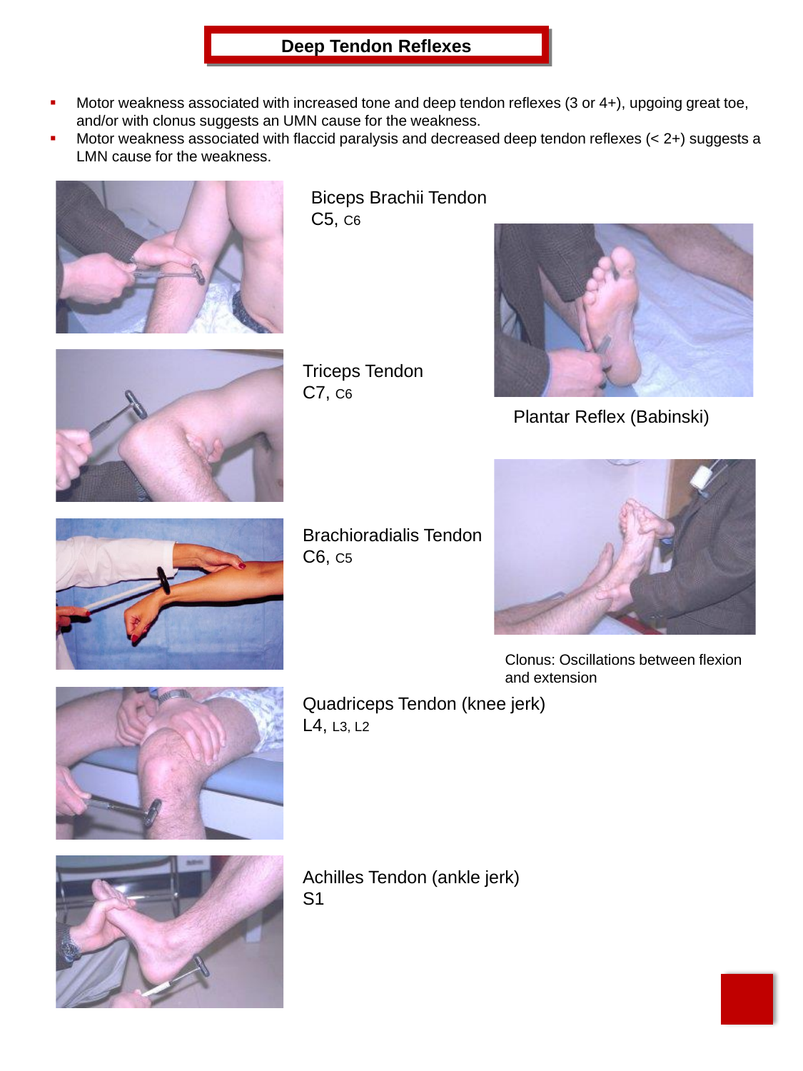# Deep Tendon Reflexes

- Motor weakness associated with increased tone and deep tendon reflexes (3 or 4+), upgoing great toe, and/or with clonus suggests an UMN cause for the weakness.
- Motor weakness associated with flaccid paralysis and decreased deep tendon reflexes (< 2+) suggests a LMN cause for the weakness.

Biceps Brachii Tendon
C5, C6

Triceps Tendon
C7, C6

Brachioradialis Tendon
C6, C5

Quadriceps Tendon (knee jerk)
L4, L3, L2

Achilles Tendon (ankle jerk)
S1

Plantar Reflex (Babinski)

Clonus: Oscillations between flexion and extension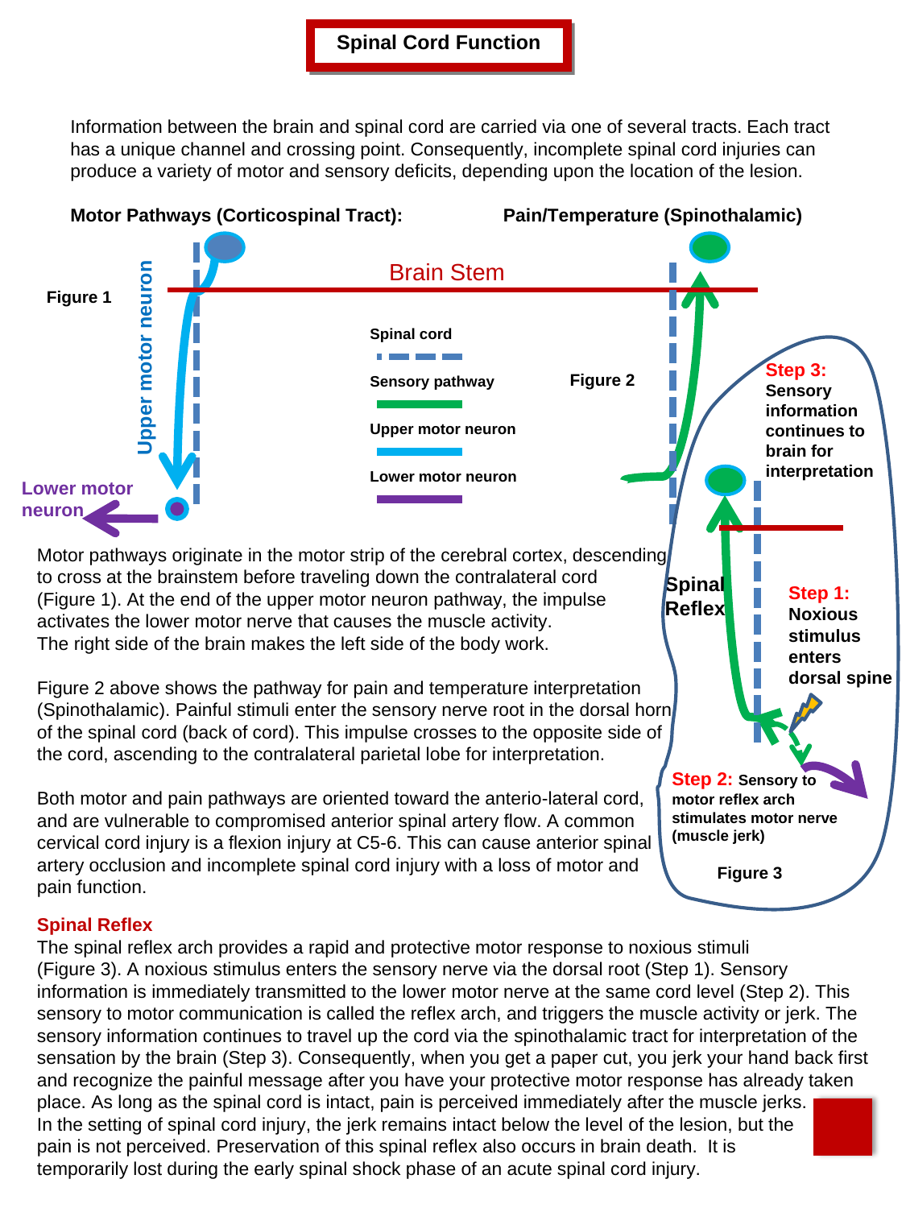# Spinal Cord Function

Information between the brain and spinal cord are carried via one of several tracts. Each tract has a unique channel and crossing point. Consequently, incomplete spinal cord injuries can produce a variety of motor and sensory deficits, depending upon the location of the lesion.

**Motor Pathways (Corticospinal Tract):**

**Pain/Temperature (Spinothalamic)**

**Figure 1**

Brain Stem

Upper motor neuron

Lower motor neuron

**Spinal cord**

**Sensory pathway**

**Upper motor neuron**

**Lower motor neuron**

**Figure 2**

**Spinal Reflex**

**Step 3:** **Sensory information continues to brain for interpretation**

**Step 1:** **Noxious stimulus enters dorsal spine**

**Step 2:** **Sensory to motor reflex arch stimulates motor nerve (muscle jerk)**

**Figure 3**

Motor pathways originate in the motor strip of the cerebral cortex, descending to cross at the brainstem before traveling down the contralateral cord (Figure 1). At the end of the upper motor neuron pathway, the impulse activates the lower motor nerve that causes the muscle activity. The right side of the brain makes the left side of the body work.

Figure 2 above shows the pathway for pain and temperature interpretation (Spinothalamic). Painful stimuli enter the sensory nerve root in the dorsal horn of the spinal cord (back of cord). This impulse crosses to the opposite side of the cord, ascending to the contralateral parietal lobe for interpretation.

Both motor and pain pathways are oriented toward the anterio-lateral cord, and are vulnerable to compromised anterior spinal artery flow. A common cervical cord injury is a flexion injury at C5-6. This can cause anterior spinal artery occlusion and incomplete spinal cord injury with a loss of motor and pain function.

## Spinal Reflex

The spinal reflex arch provides a rapid and protective motor response to noxious stimuli (Figure 3). A noxious stimulus enters the sensory nerve via the dorsal root (Step 1). Sensory information is immediately transmitted to the lower motor nerve at the same cord level (Step 2). This sensory to motor communication is called the reflex arch, and triggers the muscle activity or jerk. The sensory information continues to travel up the cord via the spinothalamic tract for interpretation of the sensation by the brain (Step 3). Consequently, when you get a paper cut, you jerk your hand back first and recognize the painful message after you have your protective motor response has already taken place. As long as the spinal cord is intact, pain is perceived immediately after the muscle jerks. In the setting of spinal cord injury, the jerk remains intact below the level of the lesion, but the pain is not perceived. Preservation of this spinal reflex also occurs in brain death. It is temporarily lost during the early spinal shock phase of an acute spinal cord injury.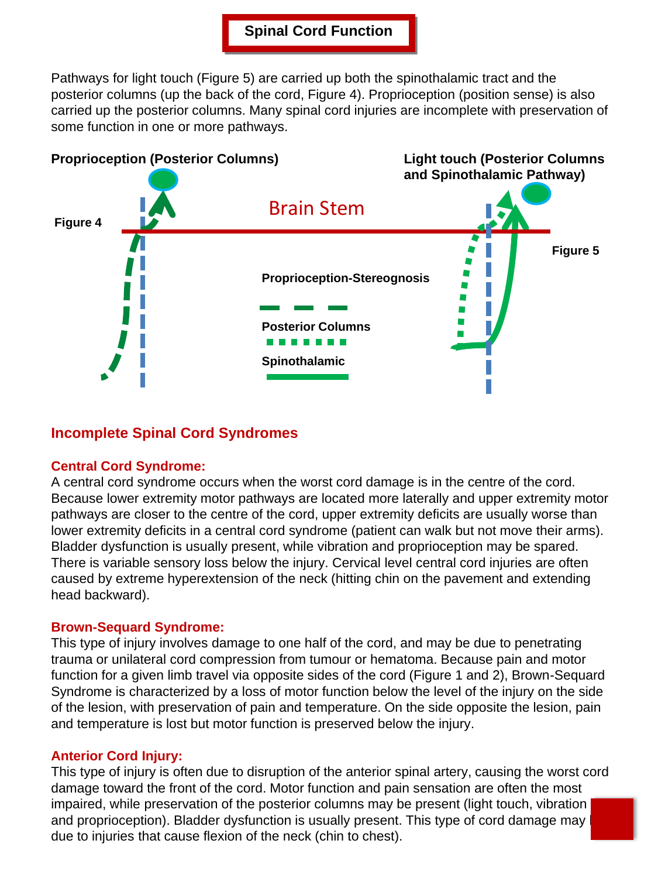# Spinal Cord Function

Pathways for light touch (Figure 5) are carried up both the spinothalamic tract and the posterior columns (up the back of the cord, Figure 4). Proprioception (position sense) is also carried up the posterior columns. Many spinal cord injuries are incomplete with preservation of some function in one or more pathways.

**Proprioception (Posterior Columns)**

**Light touch (Posterior Columns and Spinothalamic Pathway)**

**Figure 4**

Brain Stem

**Figure 5**

**Proprioception-Stereognosis**

**Posterior Columns**

**Spinothalamic**

## Incomplete Spinal Cord Syndromes

### Central Cord Syndrome:

A central cord syndrome occurs when the worst cord damage is in the centre of the cord. Because lower extremity motor pathways are located more laterally and upper extremity motor pathways are closer to the centre of the cord, upper extremity deficits are usually worse than lower extremity deficits in a central cord syndrome (patient can walk but not move their arms). Bladder dysfunction is usually present, while vibration and proprioception may be spared. There is variable sensory loss below the injury. Cervical level central cord injuries are often caused by extreme hyperextension of the neck (hitting chin on the pavement and extending head backward).

### Brown-Sequard Syndrome:

This type of injury involves damage to one half of the cord, and may be due to penetrating trauma or unilateral cord compression from tumour or hematoma. Because pain and motor function for a given limb travel via opposite sides of the cord (Figure 1 and 2), Brown-Sequard Syndrome is characterized by a loss of motor function below the level of the injury on the side of the lesion, with preservation of pain and temperature. On the side opposite the lesion, pain and temperature is lost but motor function is preserved below the injury.

### Anterior Cord Injury:

This type of injury is often due to disruption of the anterior spinal artery, causing the worst cord damage toward the front of the cord. Motor function and pain sensation are often the most impaired, while preservation of the posterior columns may be present (light touch, vibration and proprioception). Bladder dysfunction is usually present. This type of cord damage may be due to injuries that cause flexion of the neck (chin to chest).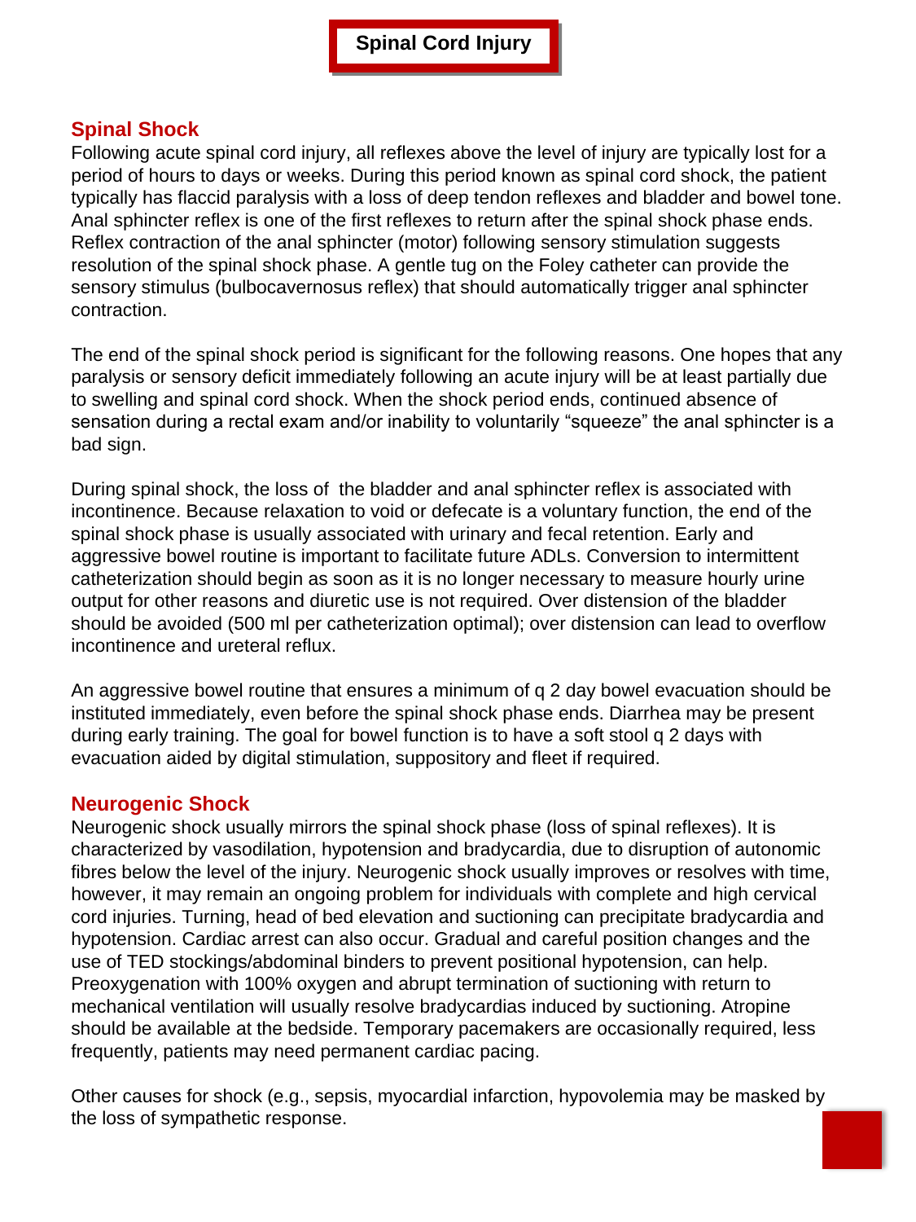# Spinal Cord Injury

## Spinal Shock

Following acute spinal cord injury, all reflexes above the level of injury are typically lost for a period of hours to days or weeks. During this period known as spinal cord shock, the patient typically has flaccid paralysis with a loss of deep tendon reflexes and bladder and bowel tone. Anal sphincter reflex is one of the first reflexes to return after the spinal shock phase ends. Reflex contraction of the anal sphincter (motor) following sensory stimulation suggests resolution of the spinal shock phase. A gentle tug on the Foley catheter can provide the sensory stimulus (bulbocavernosus reflex) that should automatically trigger anal sphincter contraction.

The end of the spinal shock period is significant for the following reasons. One hopes that any paralysis or sensory deficit immediately following an acute injury will be at least partially due to swelling and spinal cord shock. When the shock period ends, continued absence of sensation during a rectal exam and/or inability to voluntarily "squeeze" the anal sphincter is a bad sign.

During spinal shock, the loss of the bladder and anal sphincter reflex is associated with incontinence. Because relaxation to void or defecate is a voluntary function, the end of the spinal shock phase is usually associated with urinary and fecal retention. Early and aggressive bowel routine is important to facilitate future ADLs. Conversion to intermittent catheterization should begin as soon as it is no longer necessary to measure hourly urine output for other reasons and diuretic use is not required. Over distension of the bladder should be avoided (500 ml per catheterization optimal); over distension can lead to overflow incontinence and ureteral reflux.

An aggressive bowel routine that ensures a minimum of q 2 day bowel evacuation should be instituted immediately, even before the spinal shock phase ends. Diarrhea may be present during early training. The goal for bowel function is to have a soft stool q 2 days with evacuation aided by digital stimulation, suppository and fleet if required.

## Neurogenic Shock

Neurogenic shock usually mirrors the spinal shock phase (loss of spinal reflexes). It is characterized by vasodilation, hypotension and bradycardia, due to disruption of autonomic fibres below the level of the injury. Neurogenic shock usually improves or resolves with time, however, it may remain an ongoing problem for individuals with complete and high cervical cord injuries. Turning, head of bed elevation and suctioning can precipitate bradycardia and hypotension. Cardiac arrest can also occur. Gradual and careful position changes and the use of TED stockings/abdominal binders to prevent positional hypotension, can help. Preoxygenation with 100% oxygen and abrupt termination of suctioning with return to mechanical ventilation will usually resolve bradycardias induced by suctioning. Atropine should be available at the bedside. Temporary pacemakers are occasionally required, less frequently, patients may need permanent cardiac pacing.

Other causes for shock (e.g., sepsis, myocardial infarction, hypovolemia may be masked by the loss of sympathetic response.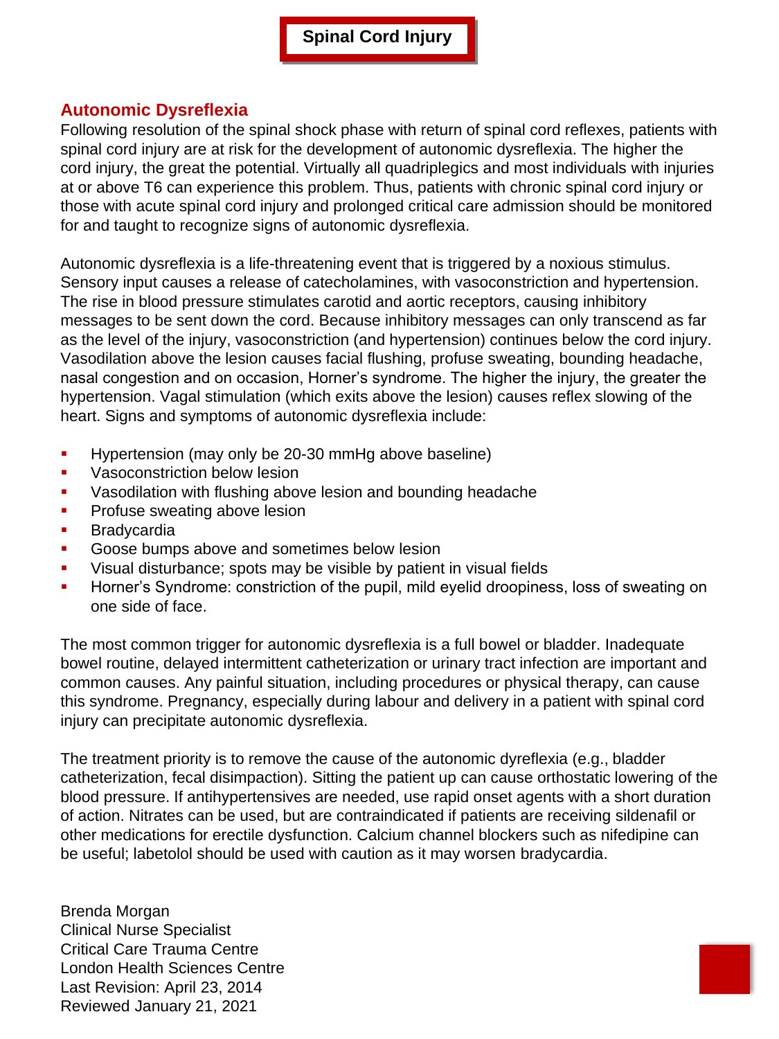# Spinal Cord Injury

## Autonomic Dysreflexia

Following resolution of the spinal shock phase with return of spinal cord reflexes, patients with spinal cord injury are at risk for the development of autonomic dysreflexia. The higher the cord injury, the great the potential. Virtually all quadriplegics and most individuals with injuries at or above T6 can experience this problem. Thus, patients with chronic spinal cord injury or those with acute spinal cord injury and prolonged critical care admission should be monitored for and taught to recognize signs of autonomic dysreflexia.

Autonomic dysreflexia is a life-threatening event that is triggered by a noxious stimulus. Sensory input causes a release of catecholamines, with vasoconstriction and hypertension. The rise in blood pressure stimulates carotid and aortic receptors, causing inhibitory messages to be sent down the cord. Because inhibitory messages can only transcend as far as the level of the injury, vasoconstriction (and hypertension) continues below the cord injury. Vasodilation above the lesion causes facial flushing, profuse sweating, bounding headache, nasal congestion and on occasion, Horner's syndrome. The higher the injury, the greater the hypertension. Vagal stimulation (which exits above the lesion) causes reflex slowing of the heart. Signs and symptoms of autonomic dysreflexia include:

- Hypertension (may only be 20-30 mmHg above baseline)
- Vasoconstriction below lesion
- Vasodilation with flushing above lesion and bounding headache
- Profuse sweating above lesion
- Bradycardia
- Goose bumps above and sometimes below lesion
- Visual disturbance; spots may be visible by patient in visual fields
- Horner's Syndrome: constriction of the pupil, mild eyelid droopiness, loss of sweating on one side of face.

The most common trigger for autonomic dysreflexia is a full bowel or bladder. Inadequate bowel routine, delayed intermittent catheterization or urinary tract infection are important and common causes. Any painful situation, including procedures or physical therapy, can cause this syndrome. Pregnancy, especially during labour and delivery in a patient with spinal cord injury can precipitate autonomic dysreflexia.

The treatment priority is to remove the cause of the autonomic dyreflexia (e.g., bladder catheterization, fecal disimpaction). Sitting the patient up can cause orthostatic lowering of the blood pressure. If antihypertensives are needed, use rapid onset agents with a short duration of action. Nitrates can be used, but are contraindicated if patients are receiving sildenafil or other medications for erectile dysfunction. Calcium channel blockers such as nifedipine can be useful; labetolol should be used with caution as it may worsen bradycardia.

Brenda Morgan
Clinical Nurse Specialist
Critical Care Trauma Centre
London Health Sciences Centre
Last Revision: April 23, 2014
Reviewed January 21, 2021